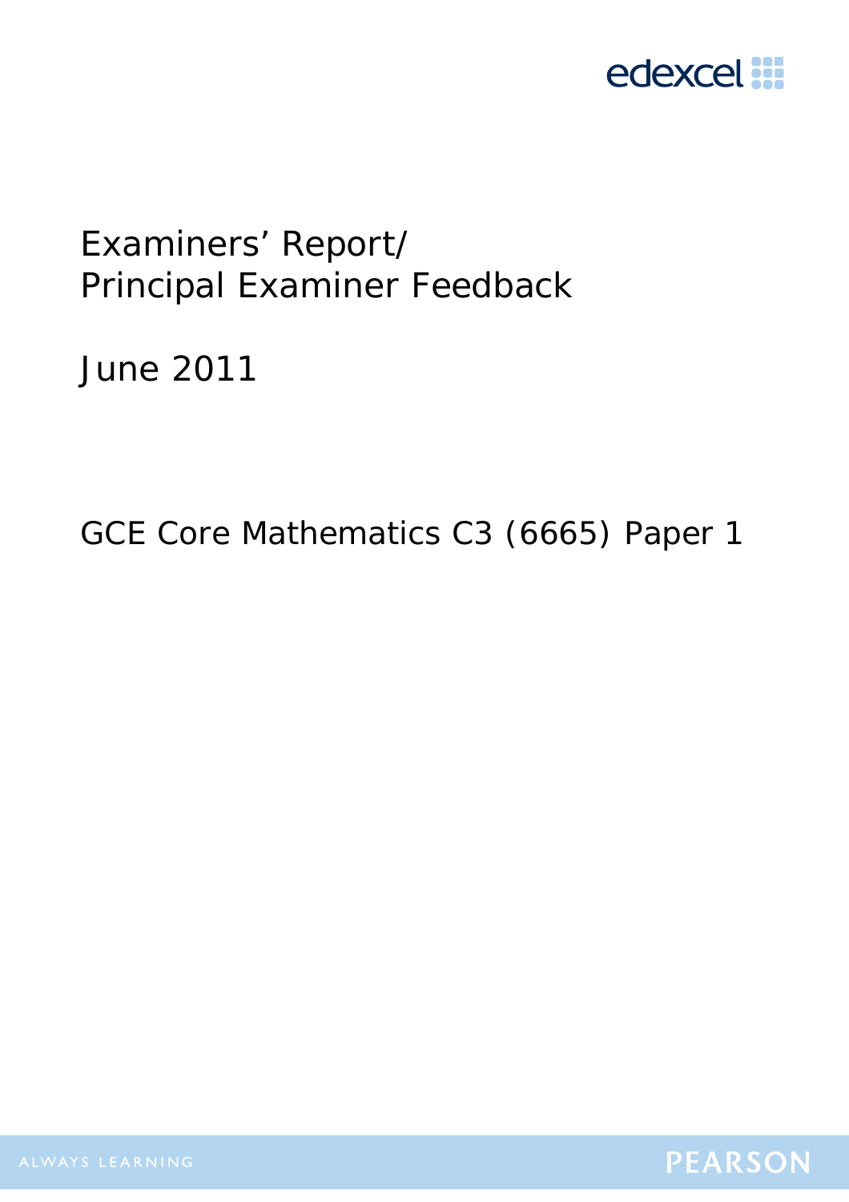edexcel

# Examiners' Report/ Principal Examiner Feedback

June 2011

GCE Core Mathematics C3 (6665) Paper 1

ALWAYS LEARNING

PEARSON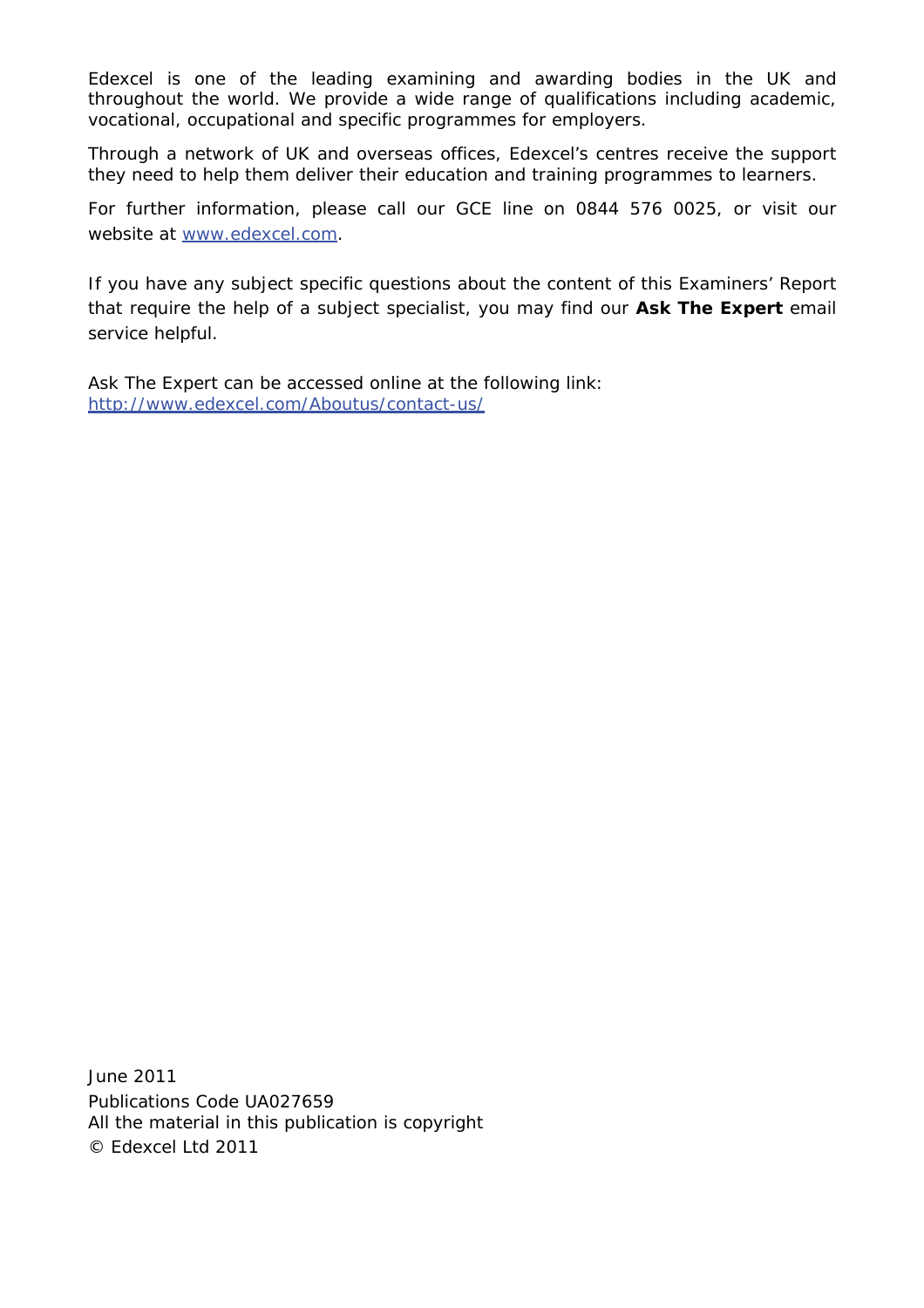Edexcel is one of the leading examining and awarding bodies in the UK and throughout the world. We provide a wide range of qualifications including academic, vocational, occupational and specific programmes for employers.

Through a network of UK and overseas offices, Edexcel's centres receive the support they need to help them deliver their education and training programmes to learners.

For further information, please call our GCE line on 0844 576 0025, or visit our website at www.edexcel.com.

If you have any subject specific questions about the content of this Examiners' Report that require the help of a subject specialist, you may find our **Ask The Expert** email service helpful.

Ask The Expert can be accessed online at the following link:
http://www.edexcel.com/Aboutus/contact-us/

June 2011
Publications Code UA027659
All the material in this publication is copyright
© Edexcel Ltd 2011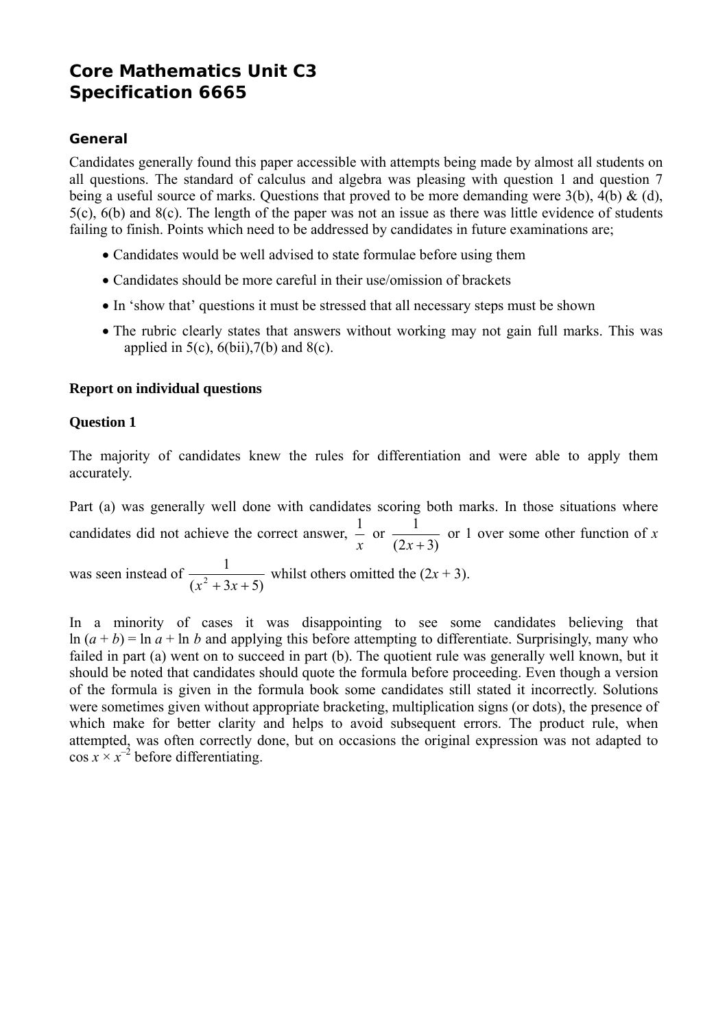# Core Mathematics Unit C3
# Specification 6665

### General

Candidates generally found this paper accessible with attempts being made by almost all students on all questions. The standard of calculus and algebra was pleasing with question 1 and question 7 being a useful source of marks. Questions that proved to be more demanding were 3(b), 4(b) & (d), 5(c), 6(b) and 8(c). The length of the paper was not an issue as there was little evidence of students failing to finish. Points which need to be addressed by candidates in future examinations are;

- Candidates would be well advised to state formulae before using them
- Candidates should be more careful in their use/omission of brackets
- In 'show that' questions it must be stressed that all necessary steps must be shown
- The rubric clearly states that answers without working may not gain full marks. This was applied in 5(c), 6(bii),7(b) and 8(c).

**Report on individual questions**

**Question 1**

The majority of candidates knew the rules for differentiation and were able to apply them accurately.

Part (a) was generally well done with candidates scoring both marks. In those situations where candidates did not achieve the correct answer, $\frac{1}{x}$ or $\frac{1}{(2x+3)}$ or 1 over some other function of $x$ was seen instead of $\frac{1}{(x^2+3x+5)}$ whilst others omitted the $(2x + 3)$.

In a minority of cases it was disappointing to see some candidates believing that $\ln(a + b) = \ln a + \ln b$ and applying this before attempting to differentiate. Surprisingly, many who failed in part (a) went on to succeed in part (b). The quotient rule was generally well known, but it should be noted that candidates should quote the formula before proceeding. Even though a version of the formula is given in the formula book some candidates still stated it incorrectly. Solutions were sometimes given without appropriate bracketing, multiplication signs (or dots), the presence of which make for better clarity and helps to avoid subsequent errors. The product rule, when attempted, was often correctly done, but on occasions the original expression was not adapted to $\cos x \times x^{-2}$ before differentiating.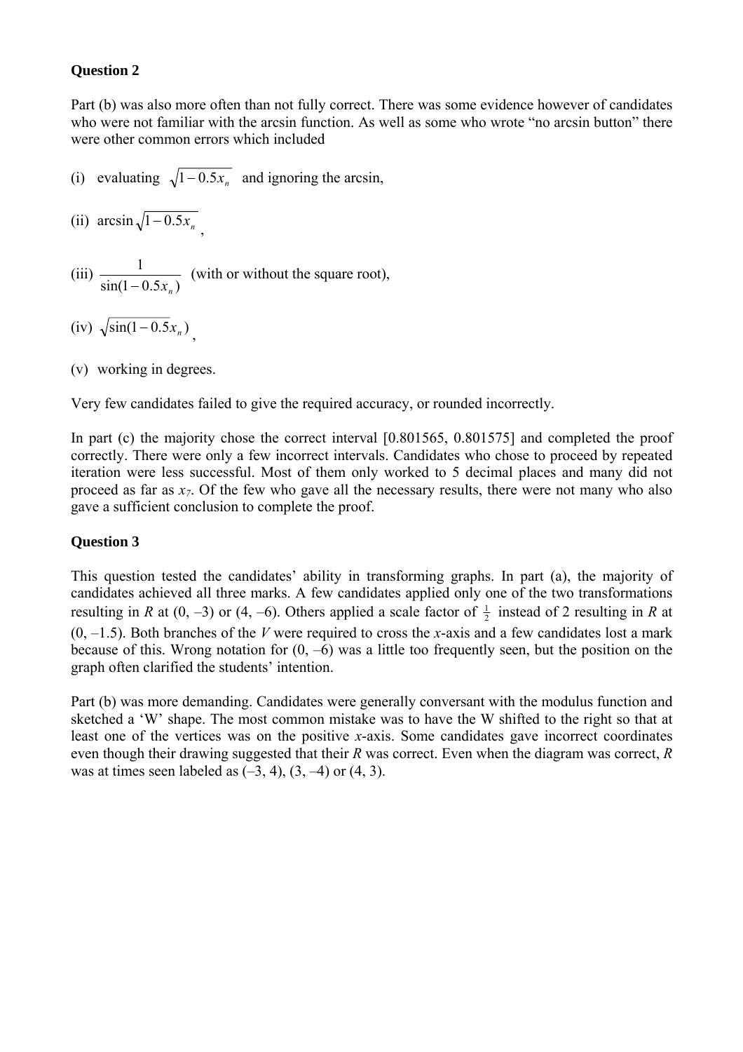**Question 2**

Part (b) was also more often than not fully correct. There was some evidence however of candidates who were not familiar with the arcsin function. As well as some who wrote "no arcsin button" there were other common errors which included

(i) evaluating $\sqrt{1-0.5x_n}$ and ignoring the arcsin,

(ii) $\arcsin\sqrt{1-0.5x_n}$,

(iii) $\dfrac{1}{\sin(1-0.5x_n)}$ (with or without the square root),

(iv) $\sqrt{\sin(1-0.5x_n)}$,

(v) working in degrees.

Very few candidates failed to give the required accuracy, or rounded incorrectly.

In part (c) the majority chose the correct interval [0.801565, 0.801575] and completed the proof correctly. There were only a few incorrect intervals. Candidates who chose to proceed by repeated iteration were less successful. Most of them only worked to 5 decimal places and many did not proceed as far as $x_7$. Of the few who gave all the necessary results, there were not many who also gave a sufficient conclusion to complete the proof.

**Question 3**

This question tested the candidates' ability in transforming graphs. In part (a), the majority of candidates achieved all three marks. A few candidates applied only one of the two transformations resulting in $R$ at $(0, -3)$ or $(4, -6)$. Others applied a scale factor of $\frac{1}{2}$ instead of 2 resulting in $R$ at $(0, -1.5)$. Both branches of the $V$ were required to cross the $x$-axis and a few candidates lost a mark because of this. Wrong notation for $(0, -6)$ was a little too frequently seen, but the position on the graph often clarified the students' intention.

Part (b) was more demanding. Candidates were generally conversant with the modulus function and sketched a 'W' shape. The most common mistake was to have the W shifted to the right so that at least one of the vertices was on the positive $x$-axis. Some candidates gave incorrect coordinates even though their drawing suggested that their $R$ was correct. Even when the diagram was correct, $R$ was at times seen labeled as $(-3, 4)$, $(3, -4)$ or $(4, 3)$.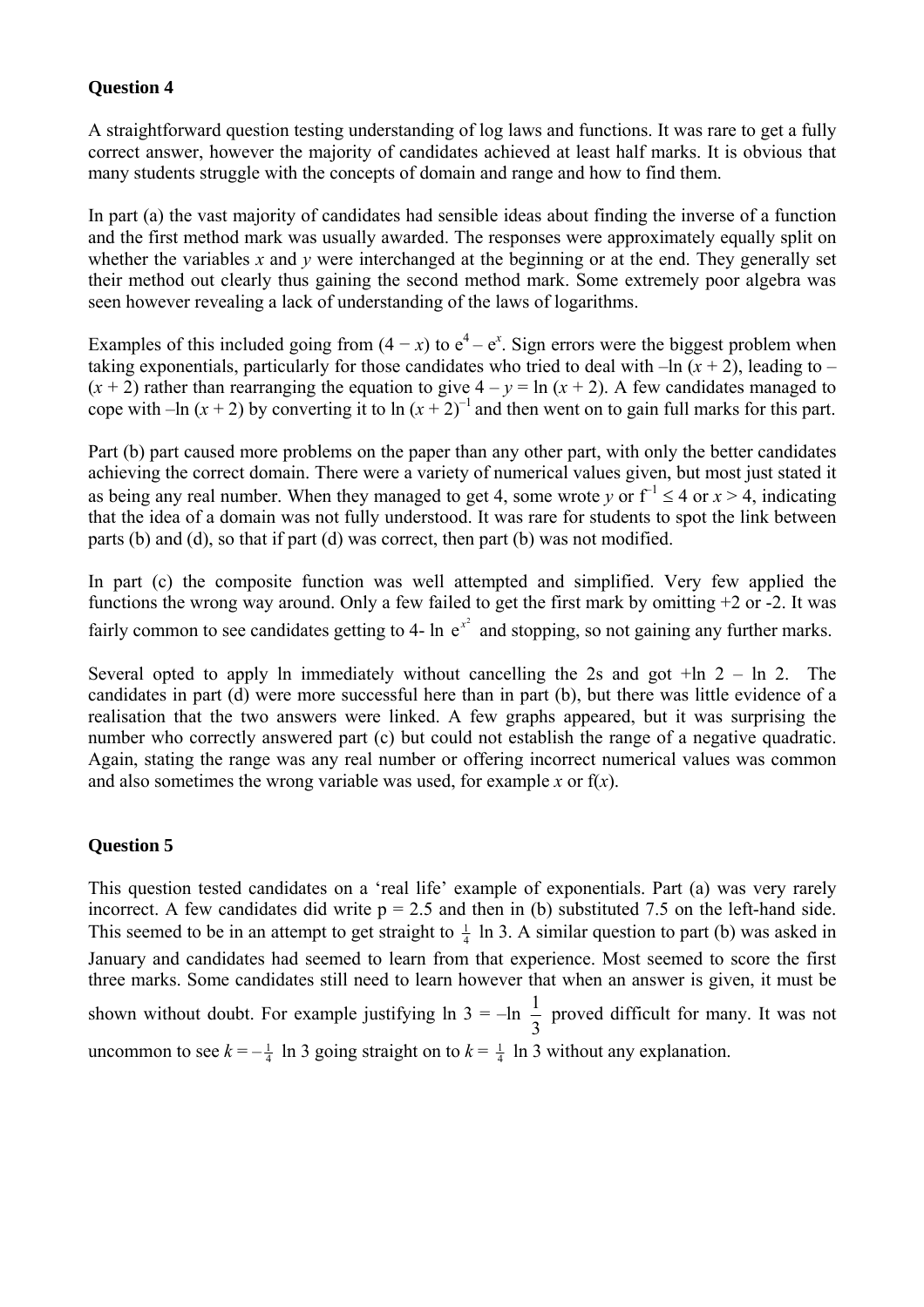**Question 4**

A straightforward question testing understanding of log laws and functions. It was rare to get a fully correct answer, however the majority of candidates achieved at least half marks. It is obvious that many students struggle with the concepts of domain and range and how to find them.

In part (a) the vast majority of candidates had sensible ideas about finding the inverse of a function and the first method mark was usually awarded. The responses were approximately equally split on whether the variables $x$ and $y$ were interchanged at the beginning or at the end. They generally set their method out clearly thus gaining the second method mark. Some extremely poor algebra was seen however revealing a lack of understanding of the laws of logarithms.

Examples of this included going from $(4 - x)$ to $e^4 - e^x$. Sign errors were the biggest problem when taking exponentials, particularly for those candidates who tried to deal with $-\ln(x + 2)$, leading to $-(x + 2)$ rather than rearranging the equation to give $4 - y = \ln(x + 2)$. A few candidates managed to cope with $-\ln(x + 2)$ by converting it to $\ln(x + 2)^{-1}$ and then went on to gain full marks for this part.

Part (b) part caused more problems on the paper than any other part, with only the better candidates achieving the correct domain. There were a variety of numerical values given, but most just stated it as being any real number. When they managed to get 4, some wrote $y$ or $f^{-1} \leq 4$ or $x > 4$, indicating that the idea of a domain was not fully understood. It was rare for students to spot the link between parts (b) and (d), so that if part (d) was correct, then part (b) was not modified.

In part (c) the composite function was well attempted and simplified. Very few applied the functions the wrong way around. Only a few failed to get the first mark by omitting +2 or -2. It was fairly common to see candidates getting to $4 - \ln e^{x^2}$ and stopping, so not gaining any further marks.

Several opted to apply ln immediately without cancelling the 2s and got $+\ln 2 - \ln 2$. The candidates in part (d) were more successful here than in part (b), but there was little evidence of a realisation that the two answers were linked. A few graphs appeared, but it was surprising the number who correctly answered part (c) but could not establish the range of a negative quadratic. Again, stating the range was any real number or offering incorrect numerical values was common and also sometimes the wrong variable was used, for example $x$ or $f(x)$.

**Question 5**

This question tested candidates on a 'real life' example of exponentials. Part (a) was very rarely incorrect. A few candidates did write $p = 2.5$ and then in (b) substituted 7.5 on the left-hand side. This seemed to be in an attempt to get straight to $\frac{1}{4}\ln 3$. A similar question to part (b) was asked in January and candidates had seemed to learn from that experience. Most seemed to score the first three marks. Some candidates still need to learn however that when an answer is given, it must be shown without doubt. For example justifying $\ln 3 = -\ln \frac{1}{3}$ proved difficult for many. It was not uncommon to see $k = -\frac{1}{4}\ln 3$ going straight on to $k = \frac{1}{4}\ln 3$ without any explanation.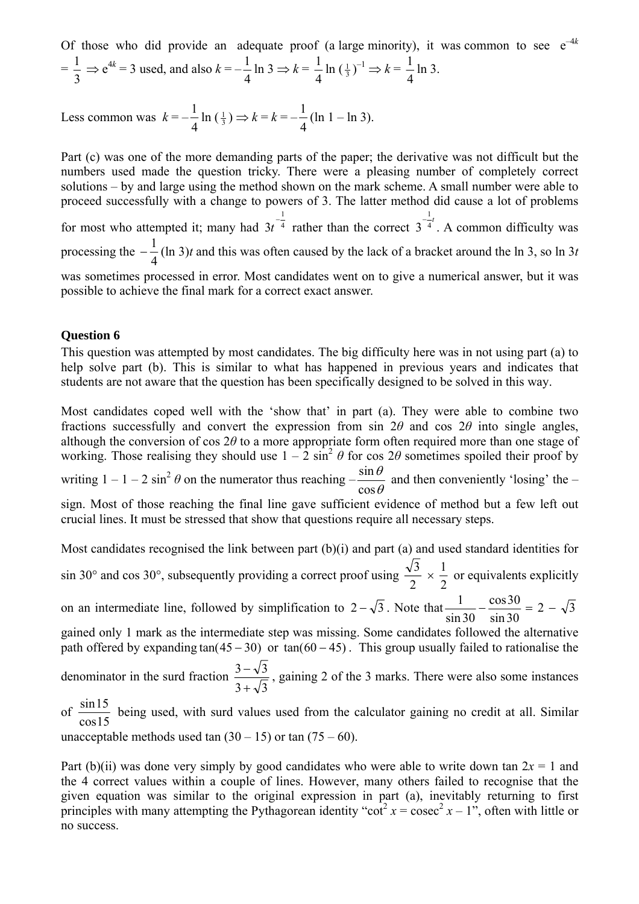Of those who did provide an adequate proof (a large minority), it was common to see $e^{-4k} = \frac{1}{3} \Rightarrow e^{4k} = 3$ used, and also $k = -\frac{1}{4}\ln 3 \Rightarrow k = \frac{1}{4}\ln\left(\frac{1}{3}\right)^{-1} \Rightarrow k = \frac{1}{4}\ln 3$.

Less common was $k = -\frac{1}{4}\ln\left(\frac{1}{3}\right) \Rightarrow k = k = -\frac{1}{4}(\ln 1 - \ln 3)$.

Part (c) was one of the more demanding parts of the paper; the derivative was not difficult but the numbers used made the question tricky. There were a pleasing number of completely correct solutions – by and large using the method shown on the mark scheme. A small number were able to proceed successfully with a change to powers of 3. The latter method did cause a lot of problems for most who attempted it; many had $3t^{-\frac{1}{4}}$ rather than the correct $3^{-\frac{1}{4}t}$. A common difficulty was processing the $-\frac{1}{4}(\ln 3)t$ and this was often caused by the lack of a bracket around the ln 3, so ln $3t$ was sometimes processed in error. Most candidates went on to give a numerical answer, but it was possible to achieve the final mark for a correct exact answer.

**Question 6**

This question was attempted by most candidates. The big difficulty here was in not using part (a) to help solve part (b). This is similar to what has happened in previous years and indicates that students are not aware that the question has been specifically designed to be solved in this way.

Most candidates coped well with the 'show that' in part (a). They were able to combine two fractions successfully and convert the expression from $\sin 2\theta$ and $\cos 2\theta$ into single angles, although the conversion of $\cos 2\theta$ to a more appropriate form often required more than one stage of working. Those realising they should use $1 - 2\sin^2\theta$ for $\cos 2\theta$ sometimes spoiled their proof by writing $1 - 1 - 2\sin^2\theta$ on the numerator thus reaching $-\frac{\sin\theta}{\cos\theta}$ and then conveniently 'losing' the – sign. Most of those reaching the final line gave sufficient evidence of method but a few left out crucial lines. It must be stressed that show that questions require all necessary steps.

Most candidates recognised the link between part (b)(i) and part (a) and used standard identities for sin 30° and cos 30°, subsequently providing a correct proof using $\frac{\sqrt{3}}{2} \times \frac{1}{2}$ or equivalents explicitly on an intermediate line, followed by simplification to $2 - \sqrt{3}$. Note that $\frac{1}{\sin 30} - \frac{\cos 30}{\sin 30} = 2 - \sqrt{3}$ gained only 1 mark as the intermediate step was missing. Some candidates followed the alternative path offered by expanding $\tan(45 - 30)$ or $\tan(60 - 45)$. This group usually failed to rationalise the denominator in the surd fraction $\frac{3-\sqrt{3}}{3+\sqrt{3}}$, gaining 2 of the 3 marks. There were also some instances of $\frac{\sin 15}{\cos 15}$ being used, with surd values used from the calculator gaining no credit at all. Similar unacceptable methods used tan (30 – 15) or tan (75 – 60).

Part (b)(ii) was done very simply by good candidates who were able to write down $\tan 2x = 1$ and the 4 correct values within a couple of lines. However, many others failed to recognise that the given equation was similar to the original expression in part (a), inevitably returning to first principles with many attempting the Pythagorean identity "$\cot^2 x = \text{cosec}^2 x - 1$", often with little or no success.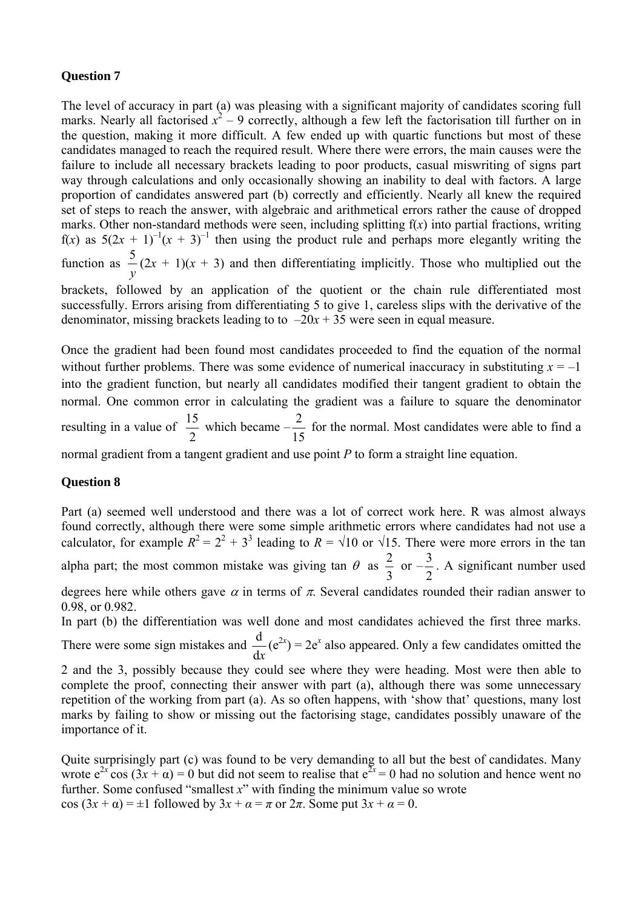## Question 7

The level of accuracy in part (a) was pleasing with a significant majority of candidates scoring full marks. Nearly all factorised $x^2 - 9$ correctly, although a few left the factorisation till further on in the question, making it more difficult. A few ended up with quartic functions but most of these candidates managed to reach the required result. Where there were errors, the main causes were the failure to include all necessary brackets leading to poor products, casual miswriting of signs part way through calculations and only occasionally showing an inability to deal with factors. A large proportion of candidates answered part (b) correctly and efficiently. Nearly all knew the required set of steps to reach the answer, with algebraic and arithmetical errors rather the cause of dropped marks. Other non-standard methods were seen, including splitting f($x$) into partial fractions, writing f($x$) as $5(2x + 1)^{-1}(x + 3)^{-1}$ then using the product rule and perhaps more elegantly writing the function as $\frac{5}{y}(2x + 1)(x + 3)$ and then differentiating implicitly. Those who multiplied out the brackets, followed by an application of the quotient or the chain rule differentiated most successfully. Errors arising from differentiating 5 to give 1, careless slips with the derivative of the denominator, missing brackets leading to to $-20x + 35$ were seen in equal measure.

Once the gradient had been found most candidates proceeded to find the equation of the normal without further problems. There was some evidence of numerical inaccuracy in substituting $x = -1$ into the gradient function, but nearly all candidates modified their tangent gradient to obtain the normal. One common error in calculating the gradient was a failure to square the denominator resulting in a value of $\frac{15}{2}$ which became $-\frac{2}{15}$ for the normal. Most candidates were able to find a normal gradient from a tangent gradient and use point $P$ to form a straight line equation.

## Question 8

Part (a) seemed well understood and there was a lot of correct work here. R was almost always found correctly, although there were some simple arithmetic errors where candidates had not use a calculator, for example $R^2 = 2^2 + 3^3$ leading to $R = \sqrt{10}$ or $\sqrt{15}$. There were more errors in the tan alpha part; the most common mistake was giving $\tan\theta$ as $\frac{2}{3}$ or $-\frac{3}{2}$. A significant number used degrees here while others gave $\alpha$ in terms of $\pi$. Several candidates rounded their radian answer to 0.98, or 0.982.

In part (b) the differentiation was well done and most candidates achieved the first three marks. There were some sign mistakes and $\frac{\mathrm{d}}{\mathrm{d}x}(\mathrm{e}^{2x}) = 2\mathrm{e}^{x}$ also appeared. Only a few candidates omitted the 2 and the 3, possibly because they could see where they were heading. Most were then able to complete the proof, connecting their answer with part (a), although there was some unnecessary repetition of the working from part (a). As so often happens, with 'show that' questions, many lost marks by failing to show or missing out the factorising stage, candidates possibly unaware of the importance of it.

Quite surprisingly part (c) was found to be very demanding to all but the best of candidates. Many wrote $\mathrm{e}^{2x}\cos(3x + \alpha) = 0$ but did not seem to realise that $\mathrm{e}^{2x} = 0$ had no solution and hence went no further. Some confused "smallest $x$" with finding the minimum value so wrote $\cos(3x + \alpha) = \pm 1$ followed by $3x + \alpha = \pi$ or $2\pi$. Some put $3x + \alpha = 0$.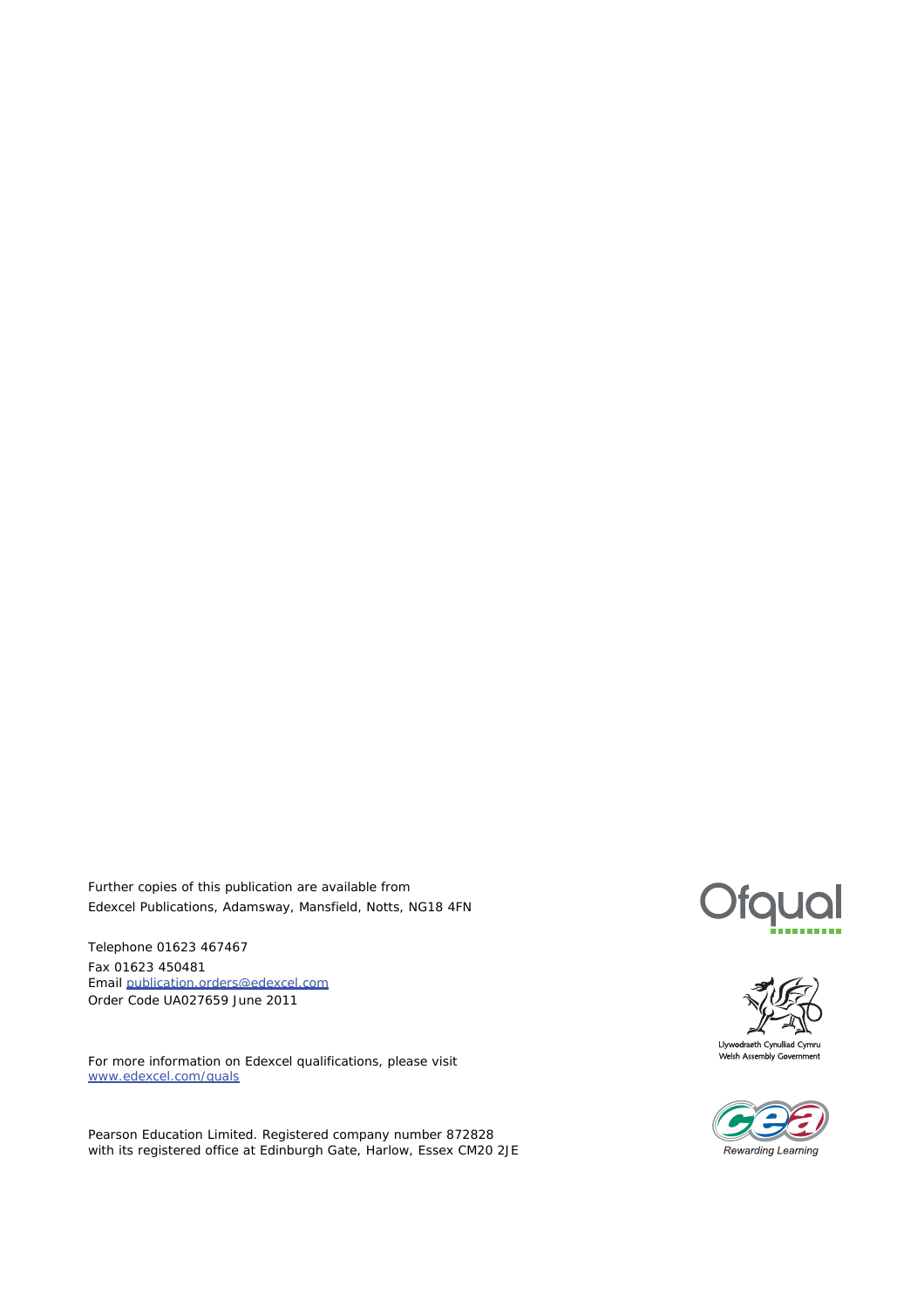Further copies of this publication are available from
Edexcel Publications, Adamsway, Mansfield, Notts, NG18 4FN

Telephone 01623 467467
Fax 01623 450481
Email publication.orders@edexcel.com
Order Code UA027659 June 2011

For more information on Edexcel qualifications, please visit
www.edexcel.com/quals

Pearson Education Limited. Registered company number 872828
with its registered office at Edinburgh Gate, Harlow, Essex CM20 2JE

Ofqual

Llywodraeth Cynulliad Cymru
Welsh Assembly Government

Rewarding Learning